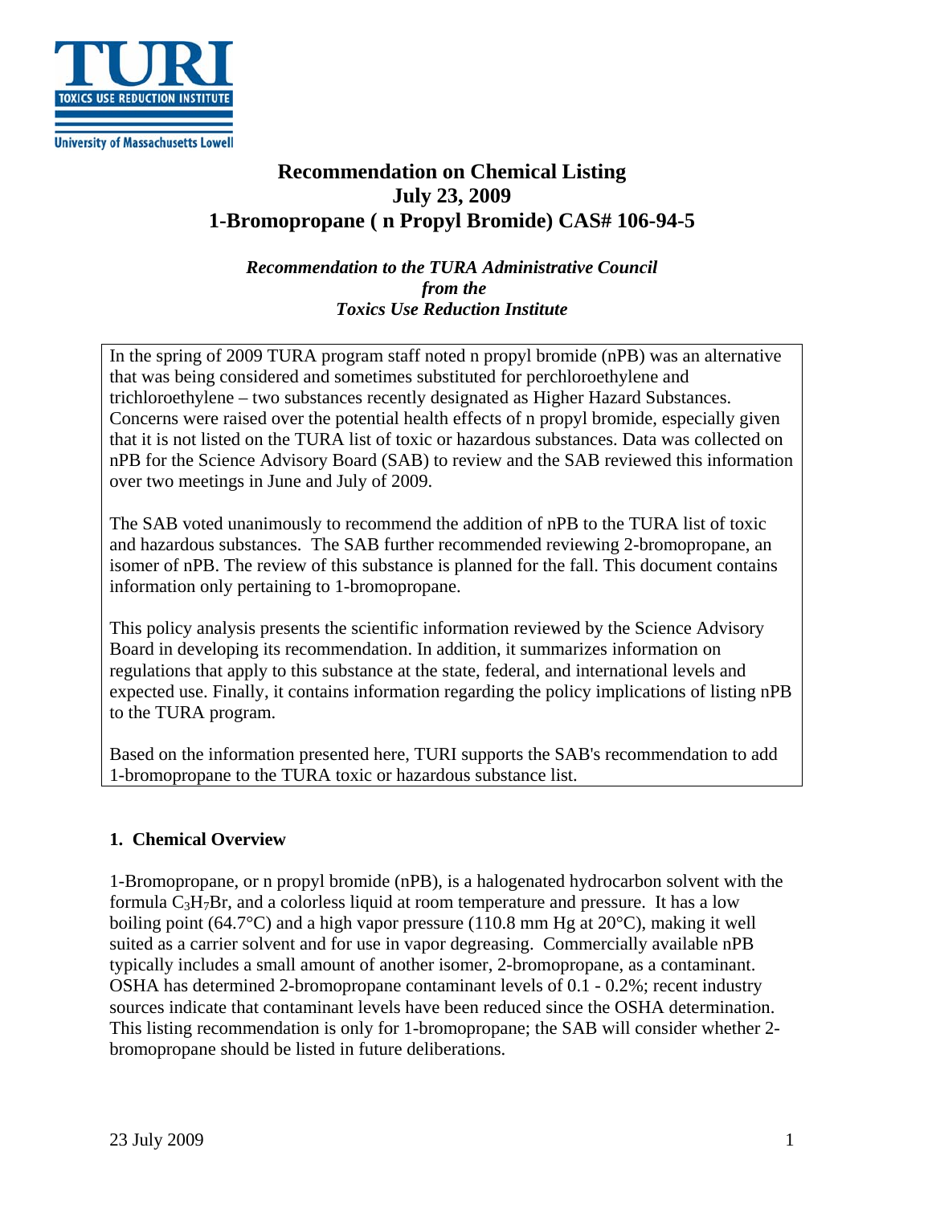TURI
TOXICS USE REDUCTION INSTITUTE
University of Massachusetts Lowell

# Recommendation on Chemical Listing
# July 23, 2009
# 1-Bromopropane ( n Propyl Bromide) CAS# 106-94-5

***Recommendation to the TURA Administrative Council***
***from the***
***Toxics Use Reduction Institute***

In the spring of 2009 TURA program staff noted n propyl bromide (nPB) was an alternative that was being considered and sometimes substituted for perchloroethylene and trichloroethylene – two substances recently designated as Higher Hazard Substances. Concerns were raised over the potential health effects of n propyl bromide, especially given that it is not listed on the TURA list of toxic or hazardous substances. Data was collected on nPB for the Science Advisory Board (SAB) to review and the SAB reviewed this information over two meetings in June and July of 2009.

The SAB voted unanimously to recommend the addition of nPB to the TURA list of toxic and hazardous substances. The SAB further recommended reviewing 2-bromopropane, an isomer of nPB. The review of this substance is planned for the fall. This document contains information only pertaining to 1-bromopropane.

This policy analysis presents the scientific information reviewed by the Science Advisory Board in developing its recommendation. In addition, it summarizes information on regulations that apply to this substance at the state, federal, and international levels and expected use. Finally, it contains information regarding the policy implications of listing nPB to the TURA program.

Based on the information presented here, TURI supports the SAB's recommendation to add 1-bromopropane to the TURA toxic or hazardous substance list.

## 1. Chemical Overview

1-Bromopropane, or n propyl bromide (nPB), is a halogenated hydrocarbon solvent with the formula $C_3H_7Br$, and a colorless liquid at room temperature and pressure. It has a low boiling point (64.7°C) and a high vapor pressure (110.8 mm Hg at 20°C), making it well suited as a carrier solvent and for use in vapor degreasing. Commercially available nPB typically includes a small amount of another isomer, 2-bromopropane, as a contaminant. OSHA has determined 2-bromopropane contaminant levels of 0.1 - 0.2%; recent industry sources indicate that contaminant levels have been reduced since the OSHA determination. This listing recommendation is only for 1-bromopropane; the SAB will consider whether 2-bromopropane should be listed in future deliberations.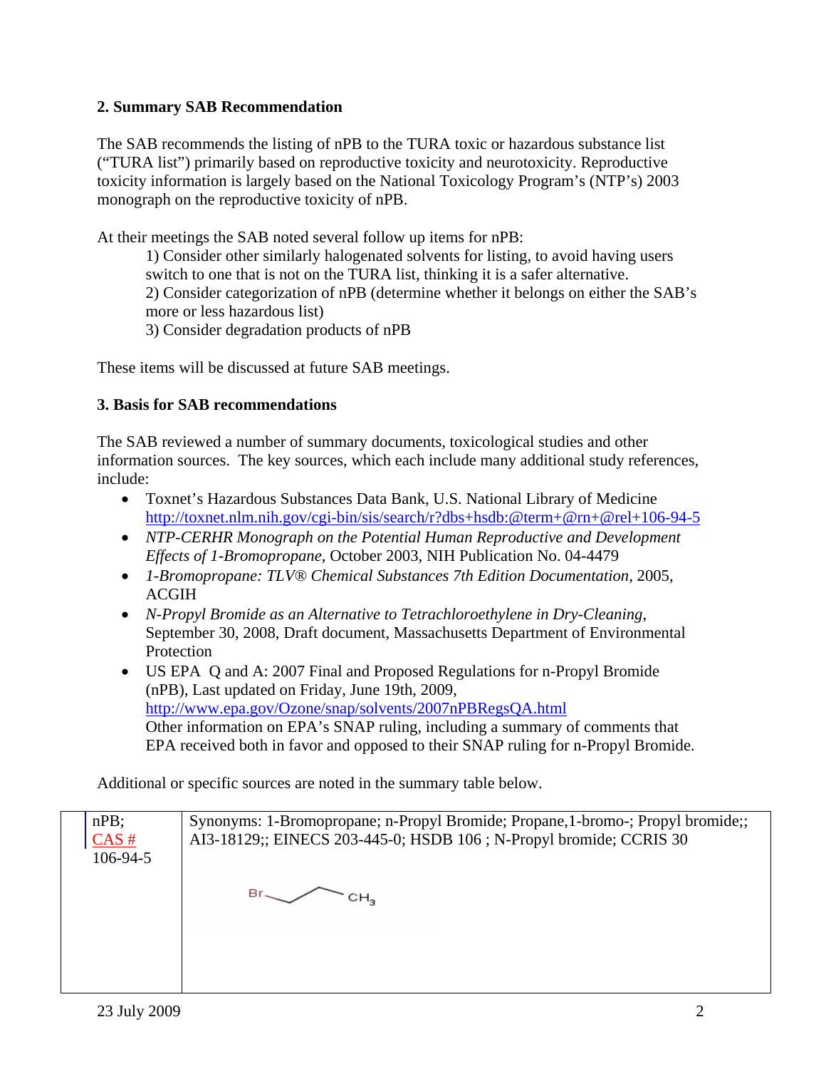## 2. Summary SAB Recommendation

The SAB recommends the listing of nPB to the TURA toxic or hazardous substance list ("TURA list") primarily based on reproductive toxicity and neurotoxicity. Reproductive toxicity information is largely based on the National Toxicology Program's (NTP's) 2003 monograph on the reproductive toxicity of nPB.

At their meetings the SAB noted several follow up items for nPB:

1) Consider other similarly halogenated solvents for listing, to avoid having users switch to one that is not on the TURA list, thinking it is a safer alternative.
2) Consider categorization of nPB (determine whether it belongs on either the SAB's more or less hazardous list)
3) Consider degradation products of nPB

These items will be discussed at future SAB meetings.

## 3. Basis for SAB recommendations

The SAB reviewed a number of summary documents, toxicological studies and other information sources. The key sources, which each include many additional study references, include:

- Toxnet's Hazardous Substances Data Bank, U.S. National Library of Medicine http://toxnet.nlm.nih.gov/cgi-bin/sis/search/r?dbs+hsdb:@term+@rn+@rel+106-94-5
- *NTP-CERHR Monograph on the Potential Human Reproductive and Development Effects of 1-Bromopropane*, October 2003, NIH Publication No. 04-4479
- *1-Bromopropane: TLV® Chemical Substances 7th Edition Documentation*, 2005, ACGIH
- *N-Propyl Bromide as an Alternative to Tetrachloroethylene in Dry-Cleaning*, September 30, 2008, Draft document, Massachusetts Department of Environmental Protection
- US EPA Q and A: 2007 Final and Proposed Regulations for n-Propyl Bromide (nPB), Last updated on Friday, June 19th, 2009, http://www.epa.gov/Ozone/snap/solvents/2007nPBRegsQA.html
  Other information on EPA's SNAP ruling, including a summary of comments that EPA received both in favor and opposed to their SNAP ruling for n-Propyl Bromide.

Additional or specific sources are noted in the summary table below.

| nPB; CAS # 106-94-5 | Synonyms: 1-Bromopropane; n-Propyl Bromide; Propane,1-bromo-; Propyl bromide;; AI3-18129;; EINECS 203-445-0; HSDB 106 ; N-Propyl bromide; CCRIS 30<br><br>Br–CH₂–CH₂–$CH_3$ |
|---|---|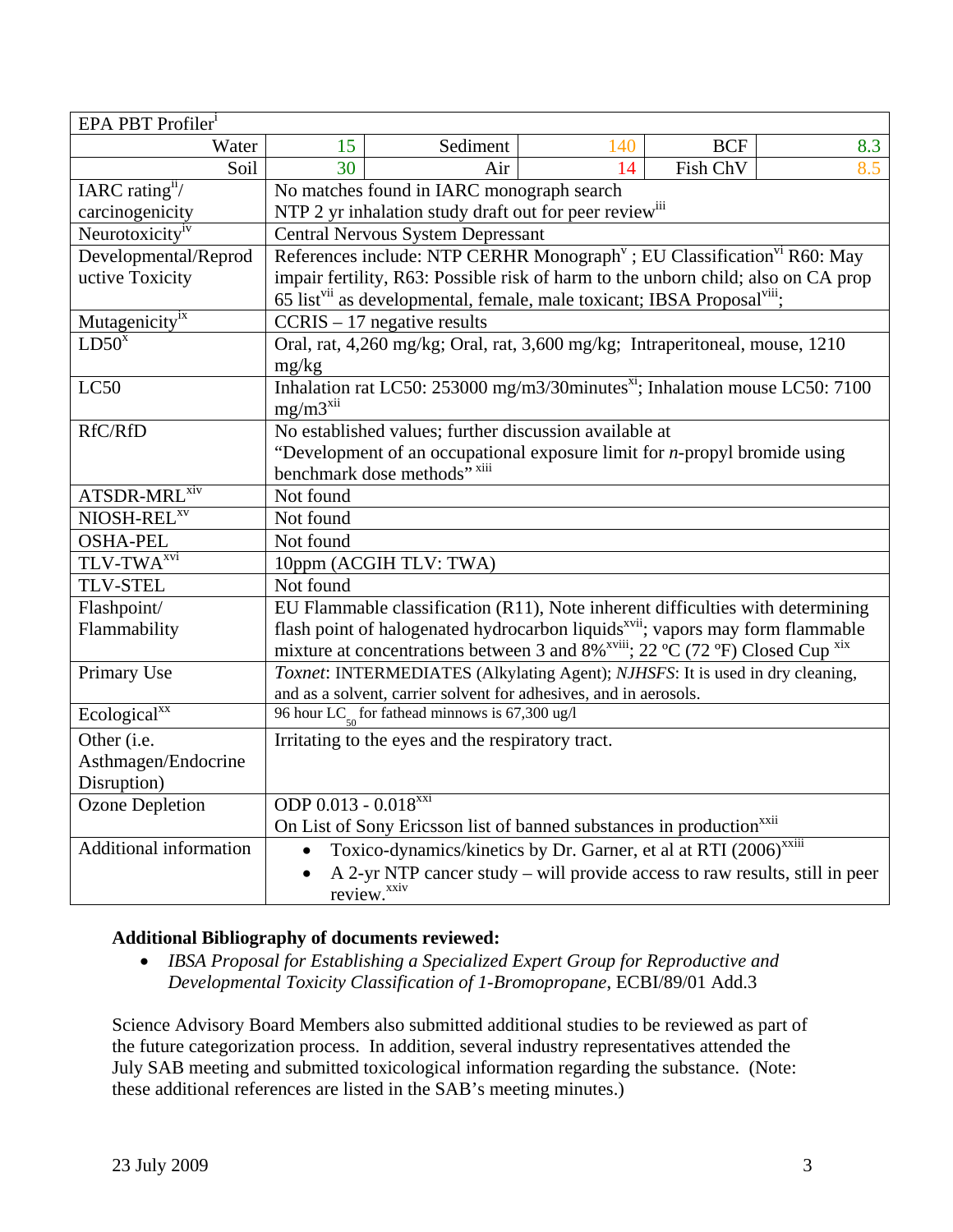| EPA PBT Profiler[i] | | | | | |
|---|---|---|---|---|---|
| Water | 15 | Sediment | 140 | BCF | 8.3 |
| Soil | 30 | Air | 14 | Fish ChV | 8.5 |
| IARC rating[ii]/ carcinogenicity | No matches found in IARC monograph search<br>NTP 2 yr inhalation study draft out for peer review[iii] | | | | |
| Neurotoxicity[iv] | Central Nervous System Depressant | | | | |
| Developmental/Reproductive Toxicity | References include: NTP CERHR Monograph[v] ; EU Classification[vi] R60: May impair fertility, R63: Possible risk of harm to the unborn child; also on CA prop 65 list[vii] as developmental, female, male toxicant; IBSA Proposal[viii]; | | | | |
| Mutagenicity[ix] | CCRIS – 17 negative results | | | | |
| LD50[x] | Oral, rat, 4,260 mg/kg; Oral, rat, 3,600 mg/kg; Intraperitoneal, mouse, 1210 mg/kg | | | | |
| LC50 | Inhalation rat LC50: 253000 mg/m3/30minutes[xi]; Inhalation mouse LC50: 7100 mg/m3[xii] | | | | |
| RfC/RfD | No established values; further discussion available at "Development of an occupational exposure limit for *n*-propyl bromide using benchmark dose methods"[xiii] | | | | |
| ATSDR-MRL[xiv] | Not found | | | | |
| NIOSH-REL[xv] | Not found | | | | |
| OSHA-PEL | Not found | | | | |
| TLV-TWA[xvi] | 10ppm (ACGIH TLV: TWA) | | | | |
| TLV-STEL | Not found | | | | |
| Flashpoint/ Flammability | EU Flammable classification (R11), Note inherent difficulties with determining flash point of halogenated hydrocarbon liquids[xvii]; vapors may form flammable mixture at concentrations between 3 and 8%[xviii]; 22 ºC (72 ºF) Closed Cup[xix] | | | | |
| Primary Use | *Toxnet*: INTERMEDIATES (Alkylating Agent); *NJHSFS*: It is used in dry cleaning, and as a solvent, carrier solvent for adhesives, and in aerosols. | | | | |
| Ecological[xx] | 96 hour $LC_{50}$ for fathead minnows is 67,300 ug/l | | | | |
| Other (i.e. Asthmagen/Endocrine Disruption) | Irritating to the eyes and the respiratory tract. | | | | |
| Ozone Depletion | ODP 0.013 - 0.018[xxi]<br>On List of Sony Ericsson list of banned substances in production[xxii] | | | | |
| Additional information | • Toxico-dynamics/kinetics by Dr. Garner, et al at RTI (2006)[xxiii]<br>• A 2-yr NTP cancer study – will provide access to raw results, still in peer review.[xxiv] | | | | |

**Additional Bibliography of documents reviewed:**

- *IBSA Proposal for Establishing a Specialized Expert Group for Reproductive and Developmental Toxicity Classification of 1-Bromopropane*, ECBI/89/01 Add.3

Science Advisory Board Members also submitted additional studies to be reviewed as part of the future categorization process. In addition, several industry representatives attended the July SAB meeting and submitted toxicological information regarding the substance. (Note: these additional references are listed in the SAB's meeting minutes.)

23 July 2009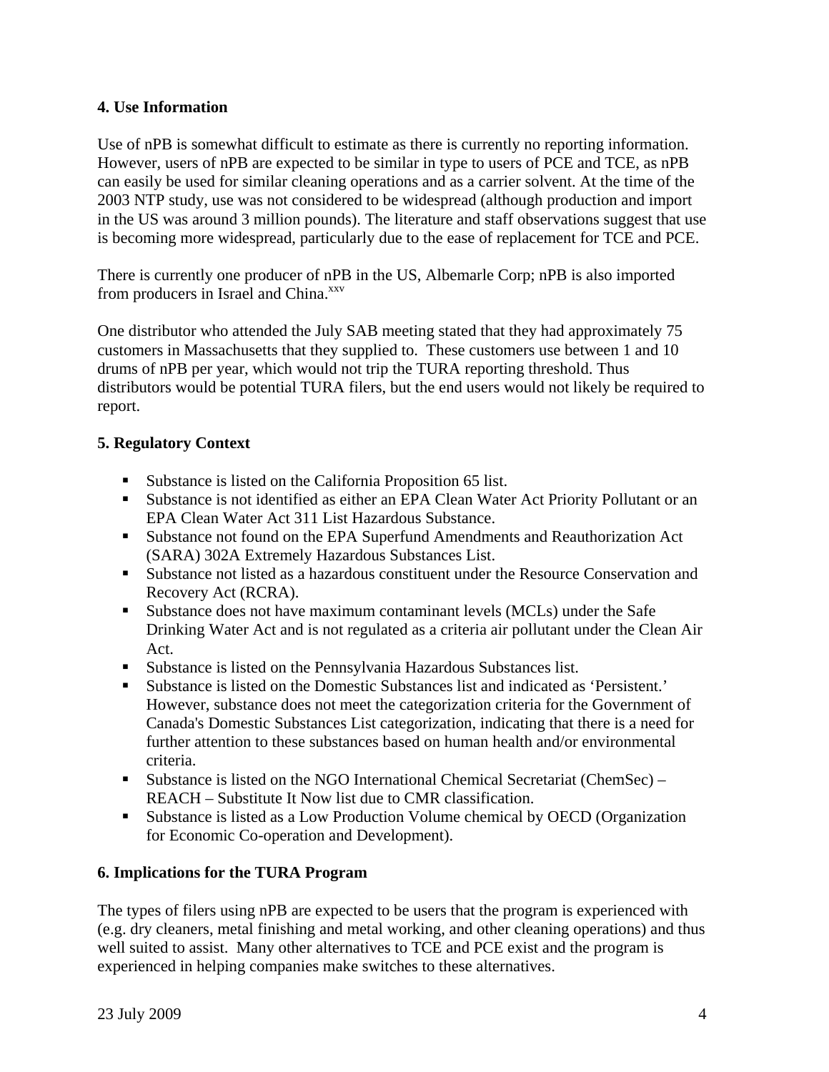## 4. Use Information

Use of nPB is somewhat difficult to estimate as there is currently no reporting information. However, users of nPB are expected to be similar in type to users of PCE and TCE, as nPB can easily be used for similar cleaning operations and as a carrier solvent. At the time of the 2003 NTP study, use was not considered to be widespread (although production and import in the US was around 3 million pounds). The literature and staff observations suggest that use is becoming more widespread, particularly due to the ease of replacement for TCE and PCE.

There is currently one producer of nPB in the US, Albemarle Corp; nPB is also imported from producers in Israel and China.[xxv]

One distributor who attended the July SAB meeting stated that they had approximately 75 customers in Massachusetts that they supplied to. These customers use between 1 and 10 drums of nPB per year, which would not trip the TURA reporting threshold. Thus distributors would be potential TURA filers, but the end users would not likely be required to report.

## 5. Regulatory Context

- Substance is listed on the California Proposition 65 list.
- Substance is not identified as either an EPA Clean Water Act Priority Pollutant or an EPA Clean Water Act 311 List Hazardous Substance.
- Substance not found on the EPA Superfund Amendments and Reauthorization Act (SARA) 302A Extremely Hazardous Substances List.
- Substance not listed as a hazardous constituent under the Resource Conservation and Recovery Act (RCRA).
- Substance does not have maximum contaminant levels (MCLs) under the Safe Drinking Water Act and is not regulated as a criteria air pollutant under the Clean Air Act.
- Substance is listed on the Pennsylvania Hazardous Substances list.
- Substance is listed on the Domestic Substances list and indicated as 'Persistent.' However, substance does not meet the categorization criteria for the Government of Canada's Domestic Substances List categorization, indicating that there is a need for further attention to these substances based on human health and/or environmental criteria.
- Substance is listed on the NGO International Chemical Secretariat (ChemSec) – REACH – Substitute It Now list due to CMR classification.
- Substance is listed as a Low Production Volume chemical by OECD (Organization for Economic Co-operation and Development).

## 6. Implications for the TURA Program

The types of filers using nPB are expected to be users that the program is experienced with (e.g. dry cleaners, metal finishing and metal working, and other cleaning operations) and thus well suited to assist. Many other alternatives to TCE and PCE exist and the program is experienced in helping companies make switches to these alternatives.

23 July 2009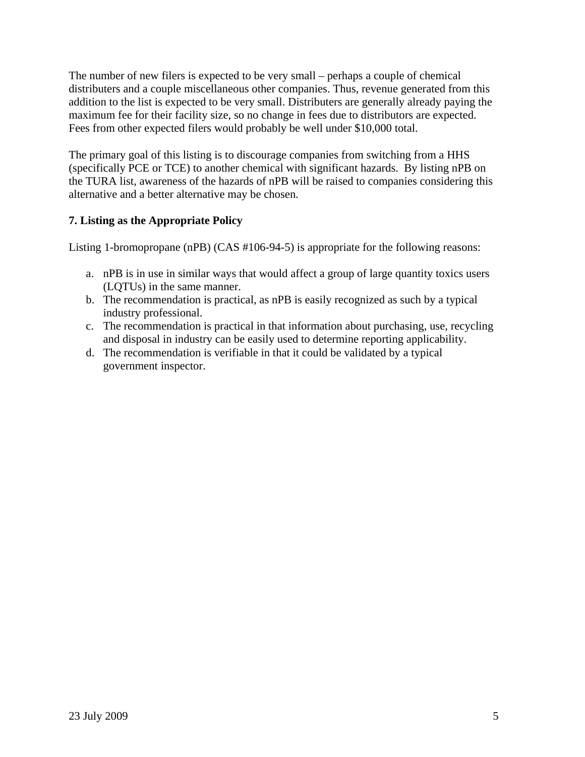The number of new filers is expected to be very small – perhaps a couple of chemical distributers and a couple miscellaneous other companies. Thus, revenue generated from this addition to the list is expected to be very small. Distributers are generally already paying the maximum fee for their facility size, so no change in fees due to distributors are expected. Fees from other expected filers would probably be well under $10,000 total.

The primary goal of this listing is to discourage companies from switching from a HHS (specifically PCE or TCE) to another chemical with significant hazards. By listing nPB on the TURA list, awareness of the hazards of nPB will be raised to companies considering this alternative and a better alternative may be chosen.

**7. Listing as the Appropriate Policy**

Listing 1-bromopropane (nPB) (CAS #106-94-5) is appropriate for the following reasons:

a. nPB is in use in similar ways that would affect a group of large quantity toxics users (LQTUs) in the same manner.
b. The recommendation is practical, as nPB is easily recognized as such by a typical industry professional.
c. The recommendation is practical in that information about purchasing, use, recycling and disposal in industry can be easily used to determine reporting applicability.
d. The recommendation is verifiable in that it could be validated by a typical government inspector.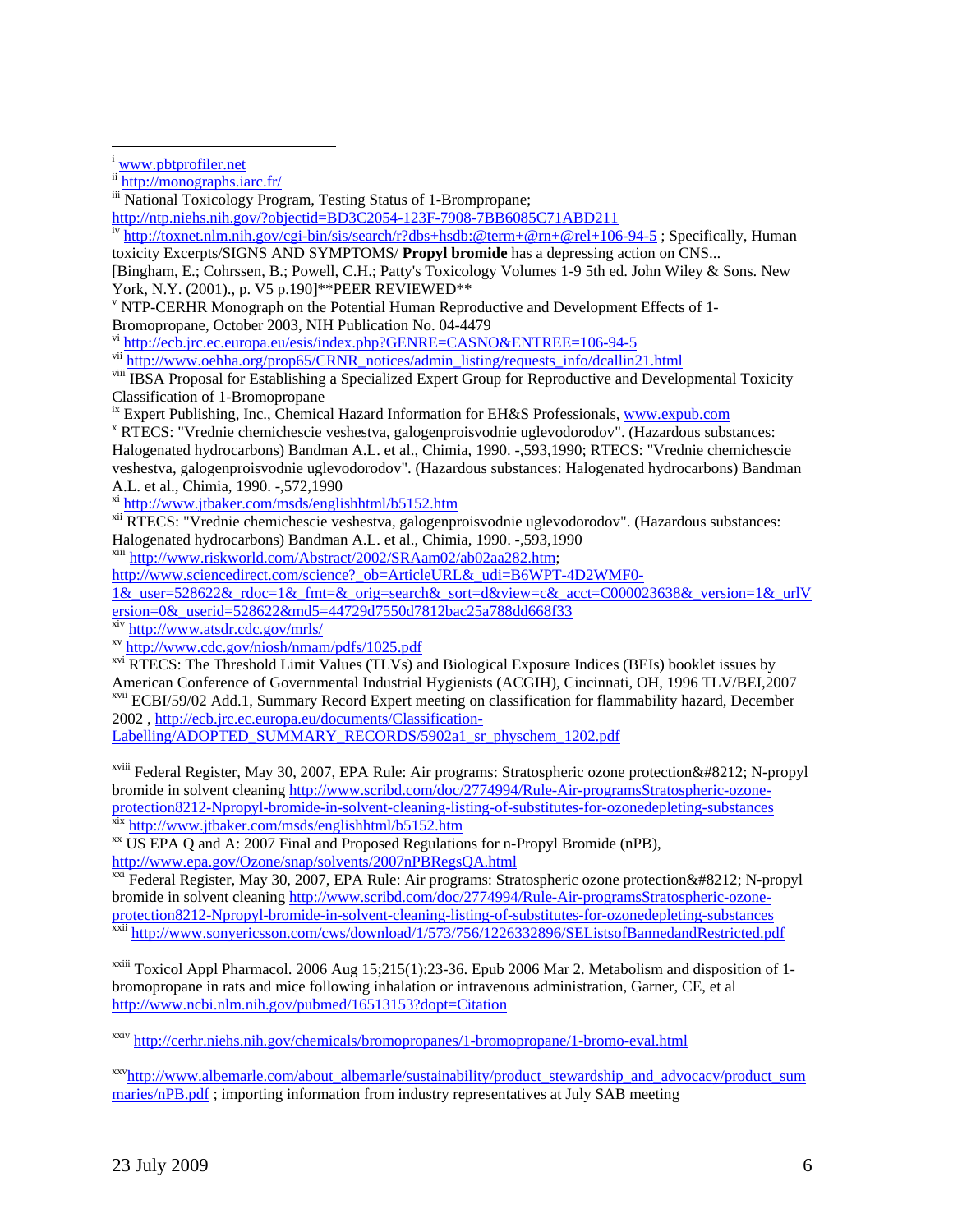[i] www.pbtprofiler.net

[ii] http://monographs.iarc.fr/

[iii] National Toxicology Program, Testing Status of 1-Brompropane; http://ntp.niehs.nih.gov/?objectid=BD3C2054-123F-7908-7BB6085C71ABD211

[iv] http://toxnet.nlm.nih.gov/cgi-bin/sis/search/r?dbs+hsdb:@term+@rn+@rel+106-94-5 ; Specifically, Human toxicity Excerpts/SIGNS AND SYMPTOMS/ **Propyl bromide** has a depressing action on CNS... [Bingham, E.; Cohrssen, B.; Powell, C.H.; Patty's Toxicology Volumes 1-9 5th ed. John Wiley & Sons. New York, N.Y. (2001)., p. V5 p.190]**PEER REVIEWED**

[v] NTP-CERHR Monograph on the Potential Human Reproductive and Development Effects of 1-Bromopropane, October 2003, NIH Publication No. 04-4479

[vi] http://ecb.jrc.ec.europa.eu/esis/index.php?GENRE=CASNO&ENTREE=106-94-5

[vii] http://www.oehha.org/prop65/CRNR_notices/admin_listing/requests_info/dcallin21.html

[viii] IBSA Proposal for Establishing a Specialized Expert Group for Reproductive and Developmental Toxicity Classification of 1-Bromopropane

[ix] Expert Publishing, Inc., Chemical Hazard Information for EH&S Professionals, www.expub.com

[x] RTECS: "Vrednie chemichescie veshestva, galogenproisvodnie uglevodorodov". (Hazardous substances: Halogenated hydrocarbons) Bandman A.L. et al., Chimia, 1990. -,593,1990; RTECS: "Vrednie chemichescie veshestva, galogenproisvodnie uglevodorodov". (Hazardous substances: Halogenated hydrocarbons) Bandman A.L. et al., Chimia, 1990. -,572,1990

[xi] http://www.jtbaker.com/msds/englishhtml/b5152.htm

[xii] RTECS: "Vrednie chemichescie veshestva, galogenproisvodnie uglevodorodov". (Hazardous substances: Halogenated hydrocarbons) Bandman A.L. et al., Chimia, 1990. -,593,1990

[xiii] http://www.riskworld.com/Abstract/2002/SRAam02/ab02aa282.htm; http://www.sciencedirect.com/science?_ob=ArticleURL&_udi=B6WPT-4D2WMF0-1&_user=528622&_rdoc=1&_fmt=&_orig=search&_sort=d&view=c&_acct=C000023638&_version=1&_urlVersion=0&_userid=528622&md5=44729d7550d7812bac25a788dd668f33

[xiv] http://www.atsdr.cdc.gov/mrls/

[xv] http://www.cdc.gov/niosh/nmam/pdfs/1025.pdf

[xvi] RTECS: The Threshold Limit Values (TLVs) and Biological Exposure Indices (BEIs) booklet issues by American Conference of Governmental Industrial Hygienists (ACGIH), Cincinnati, OH, 1996 TLV/BEI,2007

[xvii] ECBI/59/02 Add.1, Summary Record Expert meeting on classification for flammability hazard, December 2002 , http://ecb.jrc.ec.europa.eu/documents/Classification-Labelling/ADOPTED_SUMMARY_RECORDS/5902a1_sr_physchem_1202.pdf

[xviii] Federal Register, May 30, 2007, EPA Rule: Air programs: Stratospheric ozone protection&#8212; N-propyl bromide in solvent cleaning http://www.scribd.com/doc/2774994/Rule-Air-programsStratospheric-ozone-protection8212-Npropyl-bromide-in-solvent-cleaning-listing-of-substitutes-for-ozonedepleting-substances

[xix] http://www.jtbaker.com/msds/englishhtml/b5152.htm

[xx] US EPA Q and A: 2007 Final and Proposed Regulations for n-Propyl Bromide (nPB), http://www.epa.gov/Ozone/snap/solvents/2007nPBRegsQA.html

[xxi] Federal Register, May 30, 2007, EPA Rule: Air programs: Stratospheric ozone protection&#8212; N-propyl bromide in solvent cleaning http://www.scribd.com/doc/2774994/Rule-Air-programsStratospheric-ozone-protection8212-Npropyl-bromide-in-solvent-cleaning-listing-of-substitutes-for-ozonedepleting-substances

[xxii] http://www.sonyericsson.com/cws/download/1/573/756/1226332896/SEListsofBannedandRestricted.pdf

[xxiii] Toxicol Appl Pharmacol. 2006 Aug 15;215(1):23-36. Epub 2006 Mar 2. Metabolism and disposition of 1-bromopropane in rats and mice following inhalation or intravenous administration, Garner, CE, et al http://www.ncbi.nlm.nih.gov/pubmed/16513153?dopt=Citation

[xxiv] http://cerhr.niehs.nih.gov/chemicals/bromopropanes/1-bromopropane/1-bromo-eval.html

[xxv] http://www.albemarle.com/about_albemarle/sustainability/product_stewardship_and_advocacy/product_summaries/nPB.pdf ; importing information from industry representatives at July SAB meeting

23 July 2009